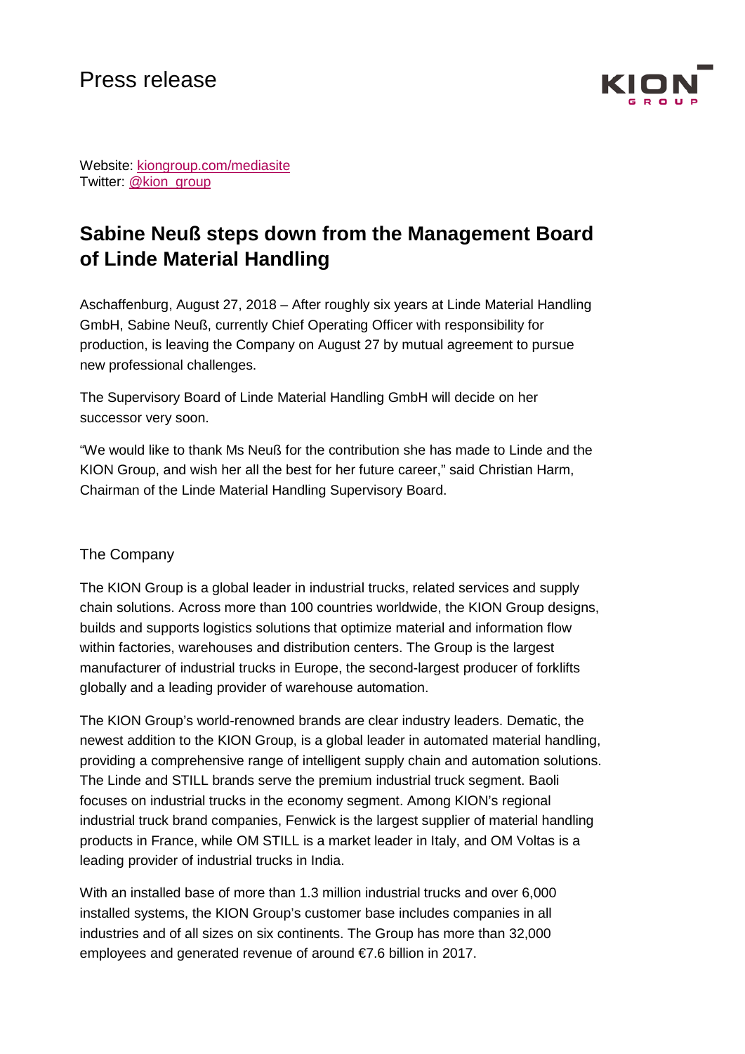Press release

Website: [kiongroup.com/mediasite](kiongroup.com/mediasite)
Twitter: [@kion_group](@kion_group)

# Sabine Neuß steps down from the Management Board of Linde Material Handling

Aschaffenburg, August 27, 2018 – After roughly six years at Linde Material Handling GmbH, Sabine Neuß, currently Chief Operating Officer with responsibility for production, is leaving the Company on August 27 by mutual agreement to pursue new professional challenges.

The Supervisory Board of Linde Material Handling GmbH will decide on her successor very soon.

"We would like to thank Ms Neuß for the contribution she has made to Linde and the KION Group, and wish her all the best for her future career," said Christian Harm, Chairman of the Linde Material Handling Supervisory Board.

## The Company

The KION Group is a global leader in industrial trucks, related services and supply chain solutions. Across more than 100 countries worldwide, the KION Group designs, builds and supports logistics solutions that optimize material and information flow within factories, warehouses and distribution centers. The Group is the largest manufacturer of industrial trucks in Europe, the second-largest producer of forklifts globally and a leading provider of warehouse automation.

The KION Group's world-renowned brands are clear industry leaders. Dematic, the newest addition to the KION Group, is a global leader in automated material handling, providing a comprehensive range of intelligent supply chain and automation solutions. The Linde and STILL brands serve the premium industrial truck segment. Baoli focuses on industrial trucks in the economy segment. Among KION's regional industrial truck brand companies, Fenwick is the largest supplier of material handling products in France, while OM STILL is a market leader in Italy, and OM Voltas is a leading provider of industrial trucks in India.

With an installed base of more than 1.3 million industrial trucks and over 6,000 installed systems, the KION Group's customer base includes companies in all industries and of all sizes on six continents. The Group has more than 32,000 employees and generated revenue of around €7.6 billion in 2017.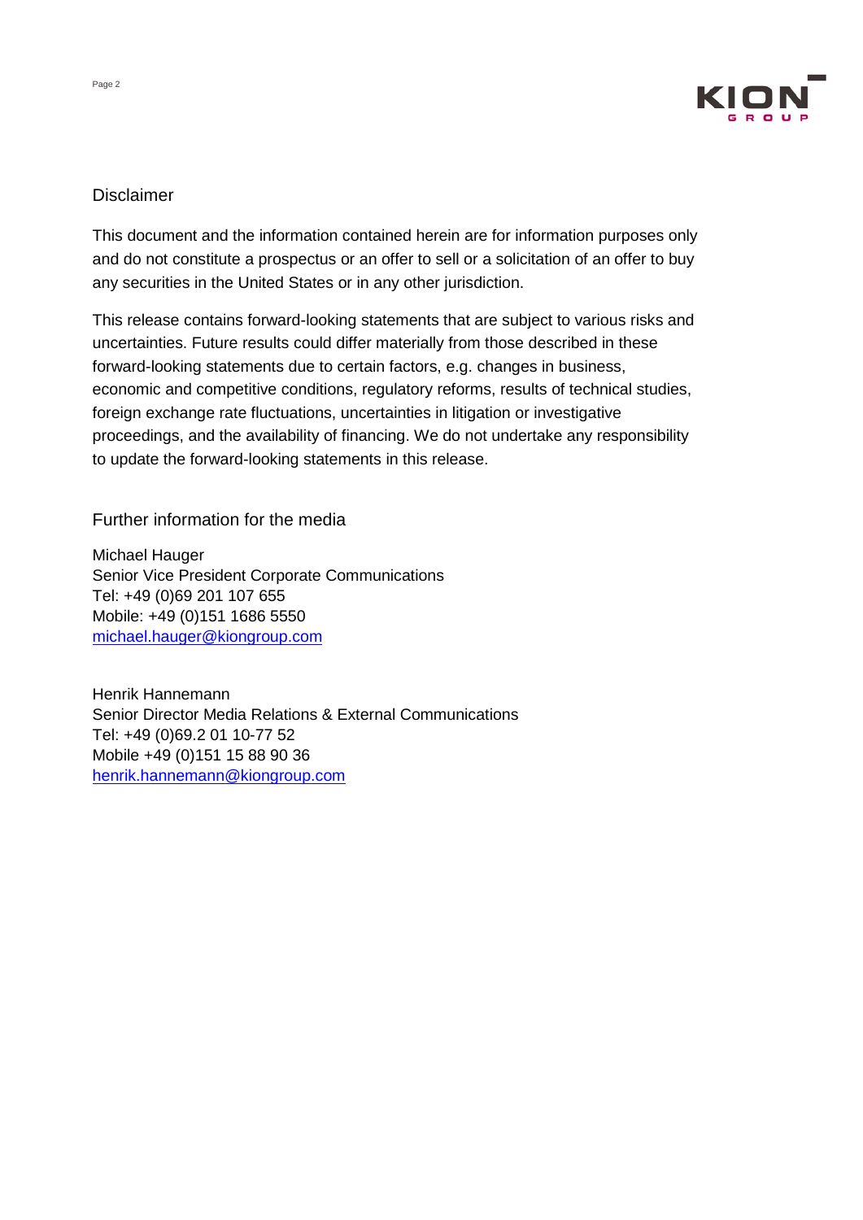## Disclaimer

This document and the information contained herein are for information purposes only and do not constitute a prospectus or an offer to sell or a solicitation of an offer to buy any securities in the United States or in any other jurisdiction.

This release contains forward-looking statements that are subject to various risks and uncertainties. Future results could differ materially from those described in these forward-looking statements due to certain factors, e.g. changes in business, economic and competitive conditions, regulatory reforms, results of technical studies, foreign exchange rate fluctuations, uncertainties in litigation or investigative proceedings, and the availability of financing. We do not undertake any responsibility to update the forward-looking statements in this release.

## Further information for the media

Michael Hauger
Senior Vice President Corporate Communications
Tel: +49 (0)69 201 107 655
Mobile: +49 (0)151 1686 5550
michael.hauger@kiongroup.com

Henrik Hannemann
Senior Director Media Relations & External Communications
Tel: +49 (0)69.2 01 10-77 52
Mobile +49 (0)151 15 88 90 36
henrik.hannemann@kiongroup.com